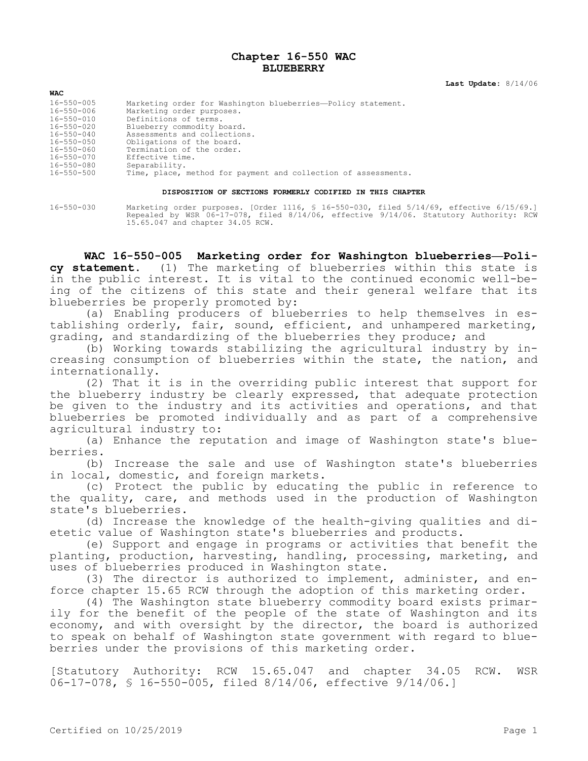# Chapter 16-550 WAC
# BLUEBERRY

**Last Update:** 8/14/06

| WAC | |
|---|---|
| 16-550-005 | Marketing order for Washington blueberries—Policy statement. |
| 16-550-006 | Marketing order purposes. |
| 16-550-010 | Definitions of terms. |
| 16-550-020 | Blueberry commodity board. |
| 16-550-040 | Assessments and collections. |
| 16-550-050 | Obligations of the board. |
| 16-550-060 | Termination of the order. |
| 16-550-070 | Effective time. |
| 16-550-080 | Separability. |
| 16-550-500 | Time, place, method for payment and collection of assessments. |

**DISPOSITION OF SECTIONS FORMERLY CODIFIED IN THIS CHAPTER**

| | |
|---|---|
| 16-550-030 | Marketing order purposes. [Order 1116, § 16-550-030, filed 5/14/69, effective 6/15/69.] Repealed by WSR 06-17-078, filed 8/14/06, effective 9/14/06. Statutory Authority: RCW 15.65.047 and chapter 34.05 RCW. |

**WAC 16-550-005 Marketing order for Washington blueberries—Policy statement.** (1) The marketing of blueberries within this state is in the public interest. It is vital to the continued economic well-being of the citizens of this state and their general welfare that its blueberries be properly promoted by:

(a) Enabling producers of blueberries to help themselves in establishing orderly, fair, sound, efficient, and unhampered marketing, grading, and standardizing of the blueberries they produce; and

(b) Working towards stabilizing the agricultural industry by increasing consumption of blueberries within the state, the nation, and internationally.

(2) That it is in the overriding public interest that support for the blueberry industry be clearly expressed, that adequate protection be given to the industry and its activities and operations, and that blueberries be promoted individually and as part of a comprehensive agricultural industry to:

(a) Enhance the reputation and image of Washington state's blueberries.

(b) Increase the sale and use of Washington state's blueberries in local, domestic, and foreign markets.

(c) Protect the public by educating the public in reference to the quality, care, and methods used in the production of Washington state's blueberries.

(d) Increase the knowledge of the health-giving qualities and dietetic value of Washington state's blueberries and products.

(e) Support and engage in programs or activities that benefit the planting, production, harvesting, handling, processing, marketing, and uses of blueberries produced in Washington state.

(3) The director is authorized to implement, administer, and enforce chapter 15.65 RCW through the adoption of this marketing order.

(4) The Washington state blueberry commodity board exists primarily for the benefit of the people of the state of Washington and its economy, and with oversight by the director, the board is authorized to speak on behalf of Washington state government with regard to blueberries under the provisions of this marketing order.

[Statutory Authority: RCW 15.65.047 and chapter 34.05 RCW. WSR 06-17-078, § 16-550-005, filed 8/14/06, effective 9/14/06.]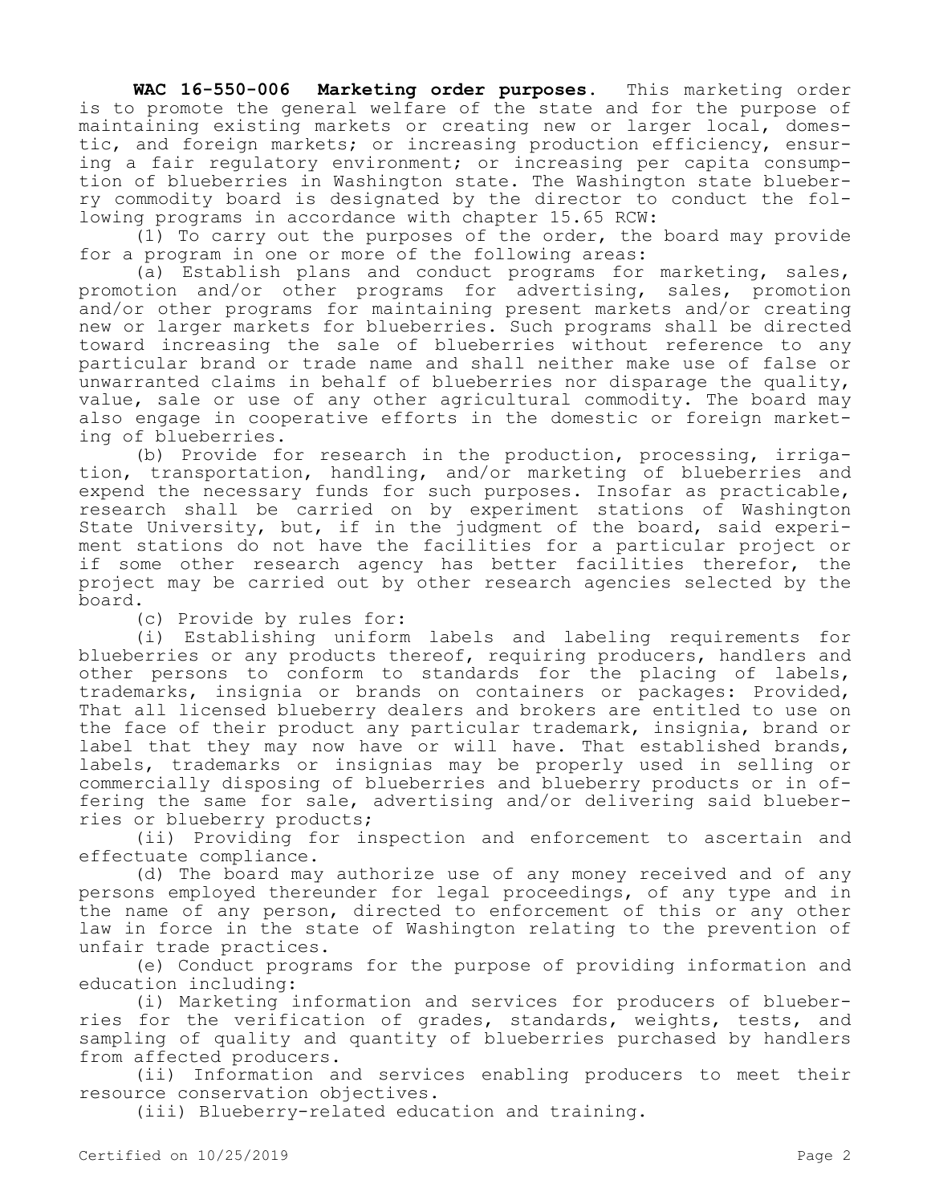**WAC 16-550-006 Marketing order purposes.** This marketing order is to promote the general welfare of the state and for the purpose of maintaining existing markets or creating new or larger local, domestic, and foreign markets; or increasing production efficiency, ensuring a fair regulatory environment; or increasing per capita consumption of blueberries in Washington state. The Washington state blueberry commodity board is designated by the director to conduct the following programs in accordance with chapter 15.65 RCW:

(1) To carry out the purposes of the order, the board may provide for a program in one or more of the following areas:

(a) Establish plans and conduct programs for marketing, sales, promotion and/or other programs for advertising, sales, promotion and/or other programs for maintaining present markets and/or creating new or larger markets for blueberries. Such programs shall be directed toward increasing the sale of blueberries without reference to any particular brand or trade name and shall neither make use of false or unwarranted claims in behalf of blueberries nor disparage the quality, value, sale or use of any other agricultural commodity. The board may also engage in cooperative efforts in the domestic or foreign marketing of blueberries.

(b) Provide for research in the production, processing, irrigation, transportation, handling, and/or marketing of blueberries and expend the necessary funds for such purposes. Insofar as practicable, research shall be carried on by experiment stations of Washington State University, but, if in the judgment of the board, said experiment stations do not have the facilities for a particular project or if some other research agency has better facilities therefor, the project may be carried out by other research agencies selected by the board.

(c) Provide by rules for:

(i) Establishing uniform labels and labeling requirements for blueberries or any products thereof, requiring producers, handlers and other persons to conform to standards for the placing of labels, trademarks, insignia or brands on containers or packages: Provided, That all licensed blueberry dealers and brokers are entitled to use on the face of their product any particular trademark, insignia, brand or label that they may now have or will have. That established brands, labels, trademarks or insignias may be properly used in selling or commercially disposing of blueberries and blueberry products or in offering the same for sale, advertising and/or delivering said blueberries or blueberry products;

(ii) Providing for inspection and enforcement to ascertain and effectuate compliance.

(d) The board may authorize use of any money received and of any persons employed thereunder for legal proceedings, of any type and in the name of any person, directed to enforcement of this or any other law in force in the state of Washington relating to the prevention of unfair trade practices.

(e) Conduct programs for the purpose of providing information and education including:

(i) Marketing information and services for producers of blueberries for the verification of grades, standards, weights, tests, and sampling of quality and quantity of blueberries purchased by handlers from affected producers.

(ii) Information and services enabling producers to meet their resource conservation objectives.

(iii) Blueberry-related education and training.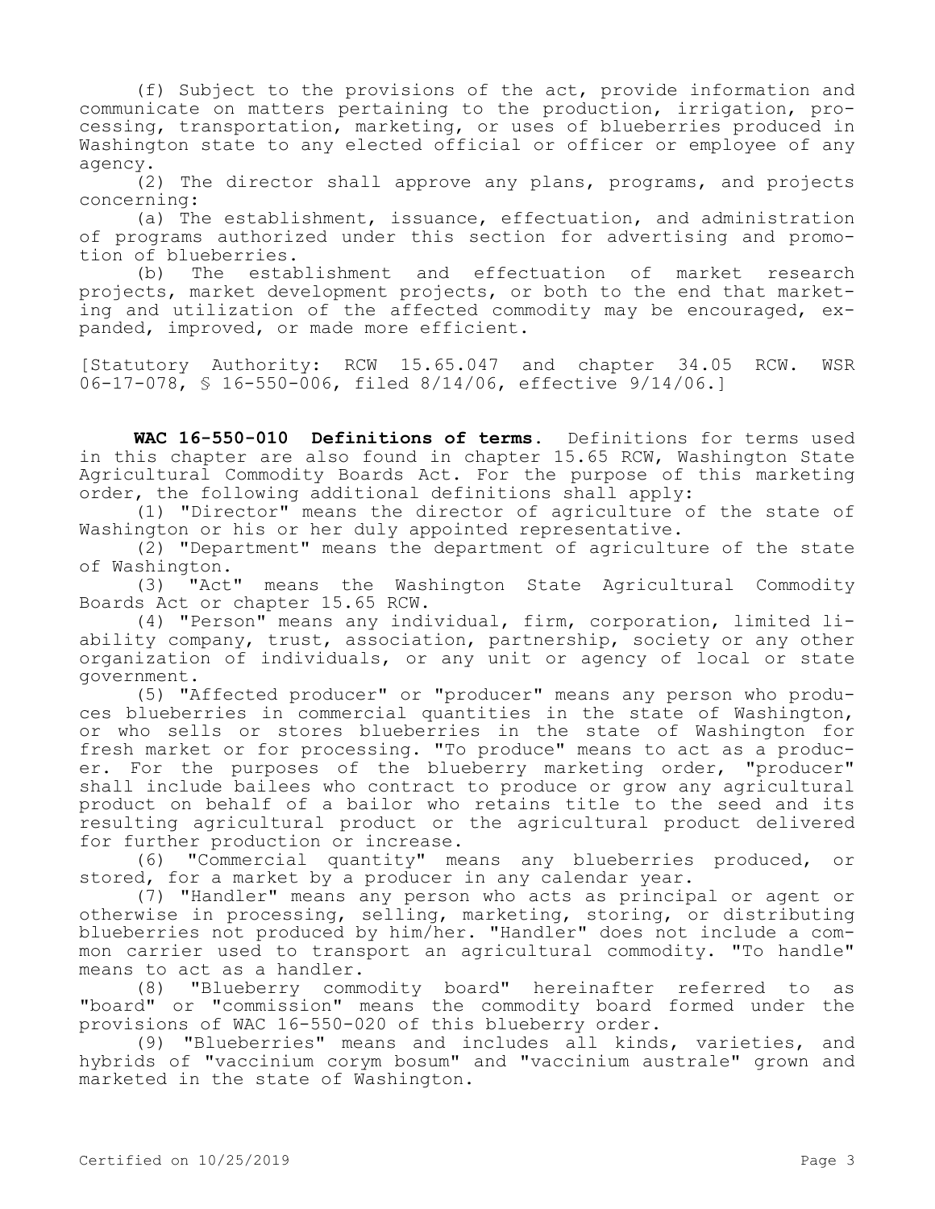(f) Subject to the provisions of the act, provide information and communicate on matters pertaining to the production, irrigation, processing, transportation, marketing, or uses of blueberries produced in Washington state to any elected official or officer or employee of any agency.

(2) The director shall approve any plans, programs, and projects concerning:

(a) The establishment, issuance, effectuation, and administration of programs authorized under this section for advertising and promotion of blueberries.

(b) The establishment and effectuation of market research projects, market development projects, or both to the end that marketing and utilization of the affected commodity may be encouraged, expanded, improved, or made more efficient.

[Statutory Authority: RCW 15.65.047 and chapter 34.05 RCW. WSR 06-17-078, § 16-550-006, filed 8/14/06, effective 9/14/06.]

**WAC 16-550-010 Definitions of terms.** Definitions for terms used in this chapter are also found in chapter 15.65 RCW, Washington State Agricultural Commodity Boards Act. For the purpose of this marketing order, the following additional definitions shall apply:

(1) "Director" means the director of agriculture of the state of Washington or his or her duly appointed representative.

(2) "Department" means the department of agriculture of the state of Washington.

(3) "Act" means the Washington State Agricultural Commodity Boards Act or chapter 15.65 RCW.

(4) "Person" means any individual, firm, corporation, limited liability company, trust, association, partnership, society or any other organization of individuals, or any unit or agency of local or state government.

(5) "Affected producer" or "producer" means any person who produces blueberries in commercial quantities in the state of Washington, or who sells or stores blueberries in the state of Washington for fresh market or for processing. "To produce" means to act as a producer. For the purposes of the blueberry marketing order, "producer" shall include bailees who contract to produce or grow any agricultural product on behalf of a bailor who retains title to the seed and its resulting agricultural product or the agricultural product delivered for further production or increase.

(6) "Commercial quantity" means any blueberries produced, or stored, for a market by a producer in any calendar year.

(7) "Handler" means any person who acts as principal or agent or otherwise in processing, selling, marketing, storing, or distributing blueberries not produced by him/her. "Handler" does not include a common carrier used to transport an agricultural commodity. "To handle" means to act as a handler.

(8) "Blueberry commodity board" hereinafter referred to as "board" or "commission" means the commodity board formed under the provisions of WAC 16-550-020 of this blueberry order.

(9) "Blueberries" means and includes all kinds, varieties, and hybrids of "vaccinium corym bosum" and "vaccinium australe" grown and marketed in the state of Washington.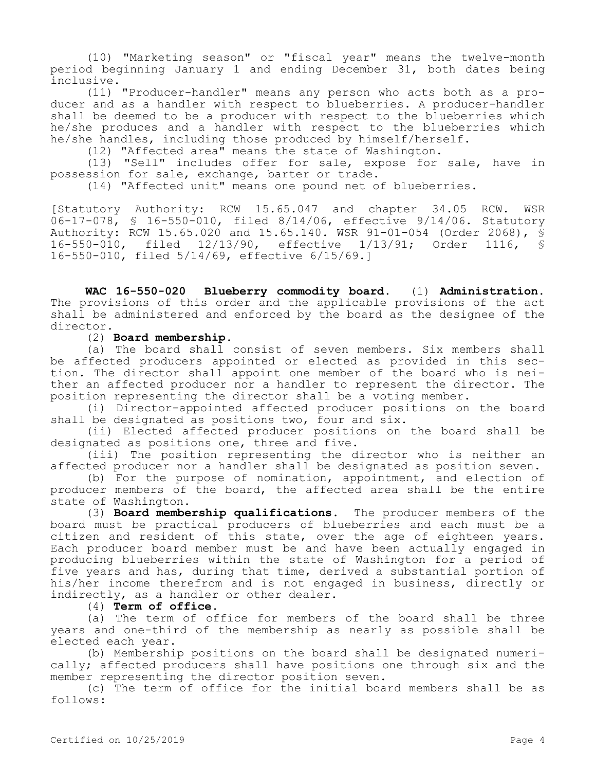(10) "Marketing season" or "fiscal year" means the twelve-month period beginning January 1 and ending December 31, both dates being inclusive.

(11) "Producer-handler" means any person who acts both as a producer and as a handler with respect to blueberries. A producer-handler shall be deemed to be a producer with respect to the blueberries which he/she produces and a handler with respect to the blueberries which he/she handles, including those produced by himself/herself.

(12) "Affected area" means the state of Washington.

(13) "Sell" includes offer for sale, expose for sale, have in possession for sale, exchange, barter or trade.

(14) "Affected unit" means one pound net of blueberries.

[Statutory Authority: RCW 15.65.047 and chapter 34.05 RCW. WSR 06-17-078, § 16-550-010, filed 8/14/06, effective 9/14/06. Statutory Authority: RCW 15.65.020 and 15.65.140. WSR 91-01-054 (Order 2068), § 16-550-010, filed 12/13/90, effective 1/13/91; Order 1116, § 16-550-010, filed 5/14/69, effective 6/15/69.]

**WAC 16-550-020 Blueberry commodity board.** (1) **Administration.** The provisions of this order and the applicable provisions of the act shall be administered and enforced by the board as the designee of the director.

(2) **Board membership.**

(a) The board shall consist of seven members. Six members shall be affected producers appointed or elected as provided in this section. The director shall appoint one member of the board who is neither an affected producer nor a handler to represent the director. The position representing the director shall be a voting member.

(i) Director-appointed affected producer positions on the board shall be designated as positions two, four and six.

(ii) Elected affected producer positions on the board shall be designated as positions one, three and five.

(iii) The position representing the director who is neither an affected producer nor a handler shall be designated as position seven.

(b) For the purpose of nomination, appointment, and election of producer members of the board, the affected area shall be the entire state of Washington.

(3) **Board membership qualifications.** The producer members of the board must be practical producers of blueberries and each must be a citizen and resident of this state, over the age of eighteen years. Each producer board member must be and have been actually engaged in producing blueberries within the state of Washington for a period of five years and has, during that time, derived a substantial portion of his/her income therefrom and is not engaged in business, directly or indirectly, as a handler or other dealer.

(4) **Term of office.**

(a) The term of office for members of the board shall be three years and one-third of the membership as nearly as possible shall be elected each year.

(b) Membership positions on the board shall be designated numerically; affected producers shall have positions one through six and the member representing the director position seven.

(c) The term of office for the initial board members shall be as follows: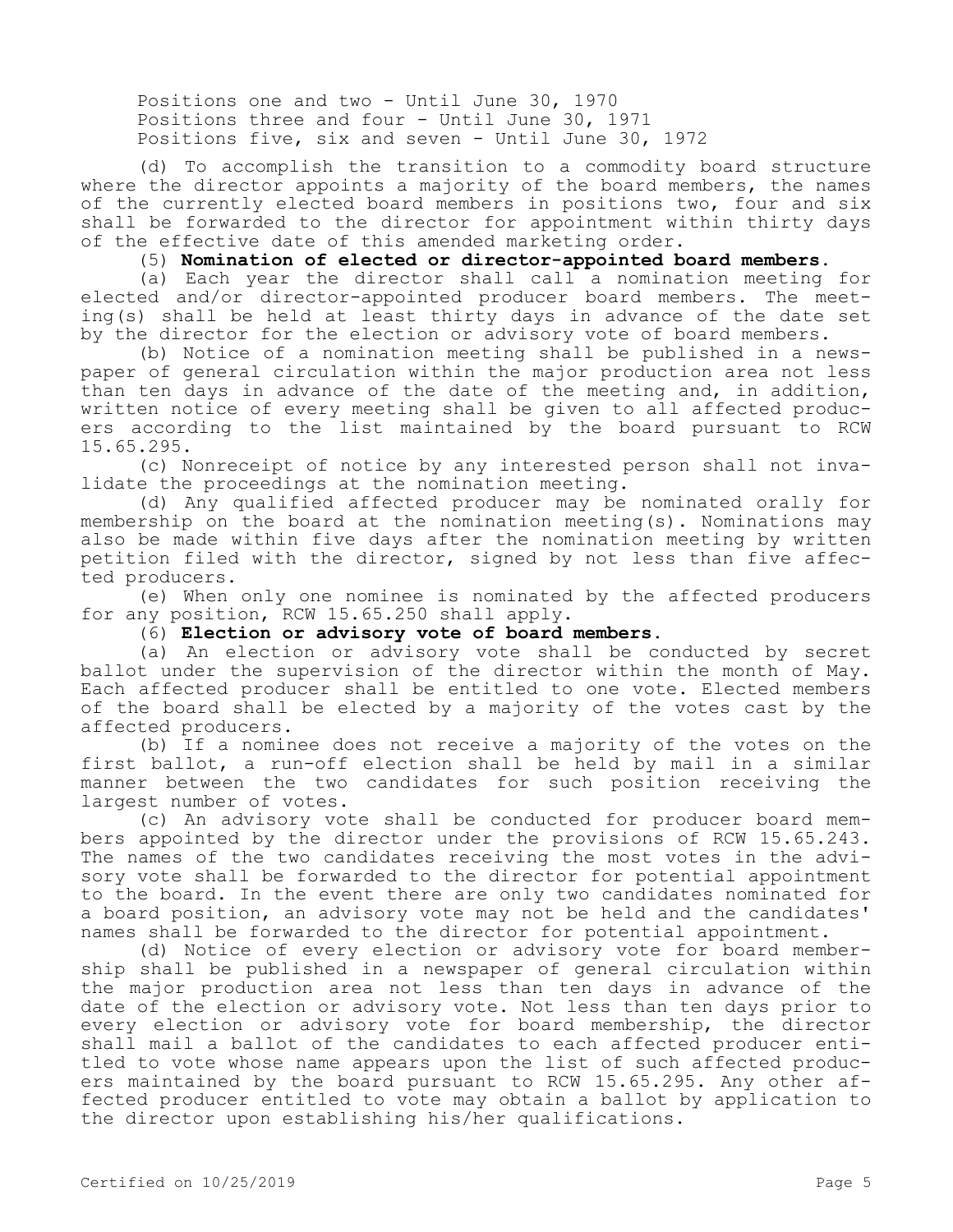Positions one and two - Until June 30, 1970
Positions three and four - Until June 30, 1971
Positions five, six and seven - Until June 30, 1972

(d) To accomplish the transition to a commodity board structure where the director appoints a majority of the board members, the names of the currently elected board members in positions two, four and six shall be forwarded to the director for appointment within thirty days of the effective date of this amended marketing order.

(5) **Nomination of elected or director-appointed board members.**

(a) Each year the director shall call a nomination meeting for elected and/or director-appointed producer board members. The meeting(s) shall be held at least thirty days in advance of the date set by the director for the election or advisory vote of board members.

(b) Notice of a nomination meeting shall be published in a newspaper of general circulation within the major production area not less than ten days in advance of the date of the meeting and, in addition, written notice of every meeting shall be given to all affected producers according to the list maintained by the board pursuant to RCW 15.65.295.

(c) Nonreceipt of notice by any interested person shall not invalidate the proceedings at the nomination meeting.

(d) Any qualified affected producer may be nominated orally for membership on the board at the nomination meeting(s). Nominations may also be made within five days after the nomination meeting by written petition filed with the director, signed by not less than five affected producers.

(e) When only one nominee is nominated by the affected producers for any position, RCW 15.65.250 shall apply.

(6) **Election or advisory vote of board members.**

(a) An election or advisory vote shall be conducted by secret ballot under the supervision of the director within the month of May. Each affected producer shall be entitled to one vote. Elected members of the board shall be elected by a majority of the votes cast by the affected producers.

(b) If a nominee does not receive a majority of the votes on the first ballot, a run-off election shall be held by mail in a similar manner between the two candidates for such position receiving the largest number of votes.

(c) An advisory vote shall be conducted for producer board members appointed by the director under the provisions of RCW 15.65.243. The names of the two candidates receiving the most votes in the advisory vote shall be forwarded to the director for potential appointment to the board. In the event there are only two candidates nominated for a board position, an advisory vote may not be held and the candidates' names shall be forwarded to the director for potential appointment.

(d) Notice of every election or advisory vote for board membership shall be published in a newspaper of general circulation within the major production area not less than ten days in advance of the date of the election or advisory vote. Not less than ten days prior to every election or advisory vote for board membership, the director shall mail a ballot of the candidates to each affected producer entitled to vote whose name appears upon the list of such affected producers maintained by the board pursuant to RCW 15.65.295. Any other affected producer entitled to vote may obtain a ballot by application to the director upon establishing his/her qualifications.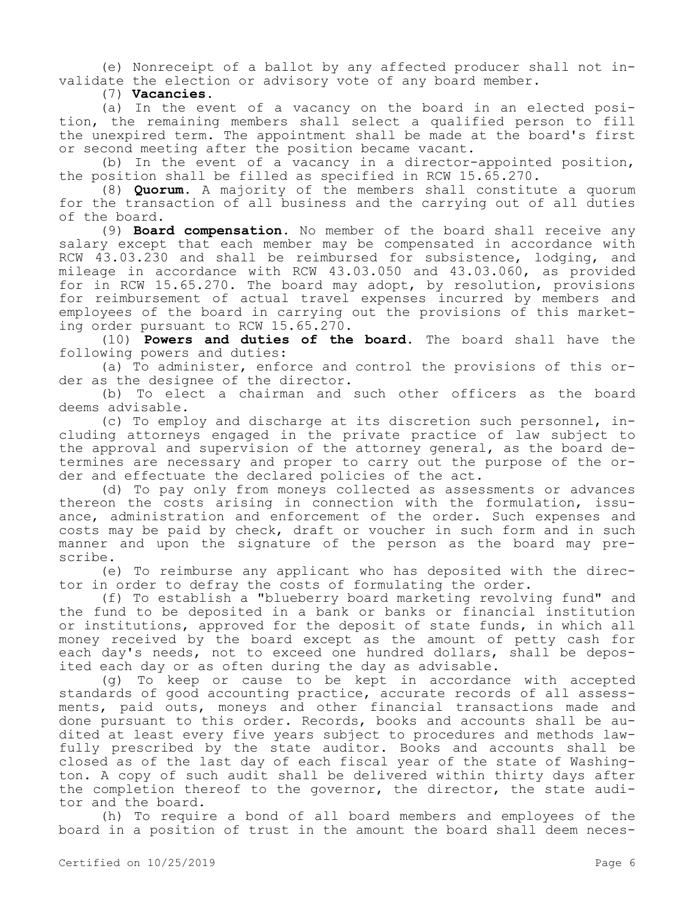(e) Nonreceipt of a ballot by any affected producer shall not invalidate the election or advisory vote of any board member.

(7) **Vacancies.**

(a) In the event of a vacancy on the board in an elected position, the remaining members shall select a qualified person to fill the unexpired term. The appointment shall be made at the board's first or second meeting after the position became vacant.

(b) In the event of a vacancy in a director-appointed position, the position shall be filled as specified in RCW 15.65.270.

(8) **Quorum.** A majority of the members shall constitute a quorum for the transaction of all business and the carrying out of all duties of the board.

(9) **Board compensation.** No member of the board shall receive any salary except that each member may be compensated in accordance with RCW 43.03.230 and shall be reimbursed for subsistence, lodging, and mileage in accordance with RCW 43.03.050 and 43.03.060, as provided for in RCW 15.65.270. The board may adopt, by resolution, provisions for reimbursement of actual travel expenses incurred by members and employees of the board in carrying out the provisions of this marketing order pursuant to RCW 15.65.270.

(10) **Powers and duties of the board.** The board shall have the following powers and duties:

(a) To administer, enforce and control the provisions of this order as the designee of the director.

(b) To elect a chairman and such other officers as the board deems advisable.

(c) To employ and discharge at its discretion such personnel, including attorneys engaged in the private practice of law subject to the approval and supervision of the attorney general, as the board determines are necessary and proper to carry out the purpose of the order and effectuate the declared policies of the act.

(d) To pay only from moneys collected as assessments or advances thereon the costs arising in connection with the formulation, issuance, administration and enforcement of the order. Such expenses and costs may be paid by check, draft or voucher in such form and in such manner and upon the signature of the person as the board may prescribe.

(e) To reimburse any applicant who has deposited with the director in order to defray the costs of formulating the order.

(f) To establish a "blueberry board marketing revolving fund" and the fund to be deposited in a bank or banks or financial institution or institutions, approved for the deposit of state funds, in which all money received by the board except as the amount of petty cash for each day's needs, not to exceed one hundred dollars, shall be deposited each day or as often during the day as advisable.

(g) To keep or cause to be kept in accordance with accepted standards of good accounting practice, accurate records of all assessments, paid outs, moneys and other financial transactions made and done pursuant to this order. Records, books and accounts shall be audited at least every five years subject to procedures and methods lawfully prescribed by the state auditor. Books and accounts shall be closed as of the last day of each fiscal year of the state of Washington. A copy of such audit shall be delivered within thirty days after the completion thereof to the governor, the director, the state auditor and the board.

(h) To require a bond of all board members and employees of the board in a position of trust in the amount the board shall deem neces-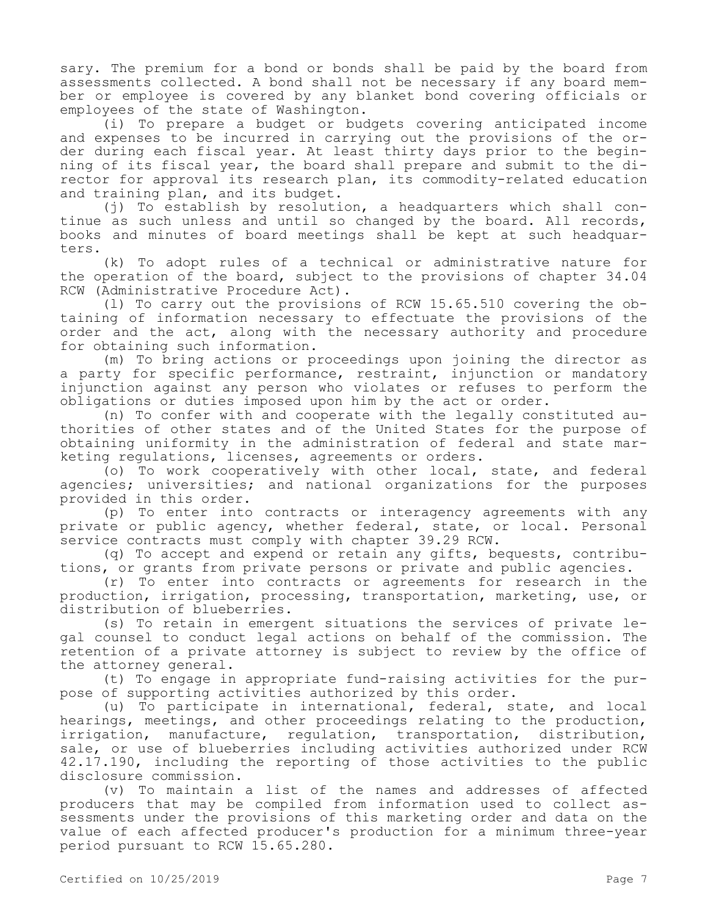sary. The premium for a bond or bonds shall be paid by the board from assessments collected. A bond shall not be necessary if any board member or employee is covered by any blanket bond covering officials or employees of the state of Washington.

(i) To prepare a budget or budgets covering anticipated income and expenses to be incurred in carrying out the provisions of the order during each fiscal year. At least thirty days prior to the beginning of its fiscal year, the board shall prepare and submit to the director for approval its research plan, its commodity-related education and training plan, and its budget.

(j) To establish by resolution, a headquarters which shall continue as such unless and until so changed by the board. All records, books and minutes of board meetings shall be kept at such headquarters.

(k) To adopt rules of a technical or administrative nature for the operation of the board, subject to the provisions of chapter 34.04 RCW (Administrative Procedure Act).

(l) To carry out the provisions of RCW 15.65.510 covering the obtaining of information necessary to effectuate the provisions of the order and the act, along with the necessary authority and procedure for obtaining such information.

(m) To bring actions or proceedings upon joining the director as a party for specific performance, restraint, injunction or mandatory injunction against any person who violates or refuses to perform the obligations or duties imposed upon him by the act or order.

(n) To confer with and cooperate with the legally constituted authorities of other states and of the United States for the purpose of obtaining uniformity in the administration of federal and state marketing regulations, licenses, agreements or orders.

(o) To work cooperatively with other local, state, and federal agencies; universities; and national organizations for the purposes provided in this order.

(p) To enter into contracts or interagency agreements with any private or public agency, whether federal, state, or local. Personal service contracts must comply with chapter 39.29 RCW.

(q) To accept and expend or retain any gifts, bequests, contributions, or grants from private persons or private and public agencies.

(r) To enter into contracts or agreements for research in the production, irrigation, processing, transportation, marketing, use, or distribution of blueberries.

(s) To retain in emergent situations the services of private legal counsel to conduct legal actions on behalf of the commission. The retention of a private attorney is subject to review by the office of the attorney general.

(t) To engage in appropriate fund-raising activities for the purpose of supporting activities authorized by this order.

(u) To participate in international, federal, state, and local hearings, meetings, and other proceedings relating to the production, irrigation, manufacture, regulation, transportation, distribution, sale, or use of blueberries including activities authorized under RCW 42.17.190, including the reporting of those activities to the public disclosure commission.

(v) To maintain a list of the names and addresses of affected producers that may be compiled from information used to collect assessments under the provisions of this marketing order and data on the value of each affected producer's production for a minimum three-year period pursuant to RCW 15.65.280.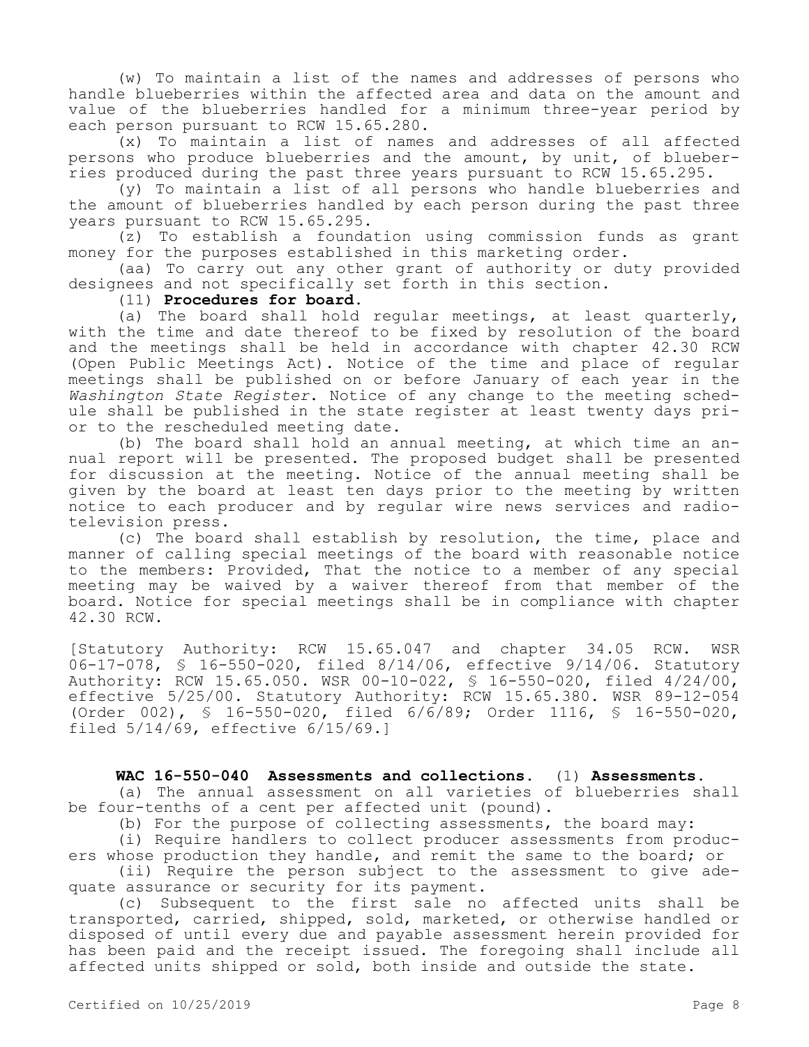(w) To maintain a list of the names and addresses of persons who handle blueberries within the affected area and data on the amount and value of the blueberries handled for a minimum three-year period by each person pursuant to RCW 15.65.280.

(x) To maintain a list of names and addresses of all affected persons who produce blueberries and the amount, by unit, of blueberries produced during the past three years pursuant to RCW 15.65.295.

(y) To maintain a list of all persons who handle blueberries and the amount of blueberries handled by each person during the past three years pursuant to RCW 15.65.295.

(z) To establish a foundation using commission funds as grant money for the purposes established in this marketing order.

(aa) To carry out any other grant of authority or duty provided designees and not specifically set forth in this section.

(11) **Procedures for board.**

(a) The board shall hold regular meetings, at least quarterly, with the time and date thereof to be fixed by resolution of the board and the meetings shall be held in accordance with chapter 42.30 RCW (Open Public Meetings Act). Notice of the time and place of regular meetings shall be published on or before January of each year in the *Washington State Register*. Notice of any change to the meeting schedule shall be published in the state register at least twenty days prior to the rescheduled meeting date.

(b) The board shall hold an annual meeting, at which time an annual report will be presented. The proposed budget shall be presented for discussion at the meeting. Notice of the annual meeting shall be given by the board at least ten days prior to the meeting by written notice to each producer and by regular wire news services and radio-television press.

(c) The board shall establish by resolution, the time, place and manner of calling special meetings of the board with reasonable notice to the members: Provided, That the notice to a member of any special meeting may be waived by a waiver thereof from that member of the board. Notice for special meetings shall be in compliance with chapter 42.30 RCW.

[Statutory Authority: RCW 15.65.047 and chapter 34.05 RCW. WSR 06-17-078, § 16-550-020, filed 8/14/06, effective 9/14/06. Statutory Authority: RCW 15.65.050. WSR 00-10-022, § 16-550-020, filed 4/24/00, effective 5/25/00. Statutory Authority: RCW 15.65.380. WSR 89-12-054 (Order 002), § 16-550-020, filed 6/6/89; Order 1116, § 16-550-020, filed 5/14/69, effective 6/15/69.]

**WAC 16-550-040 Assessments and collections.** (1) **Assessments.**

(a) The annual assessment on all varieties of blueberries shall be four-tenths of a cent per affected unit (pound).

(b) For the purpose of collecting assessments, the board may:

(i) Require handlers to collect producer assessments from producers whose production they handle, and remit the same to the board; or

(ii) Require the person subject to the assessment to give adequate assurance or security for its payment.

(c) Subsequent to the first sale no affected units shall be transported, carried, shipped, sold, marketed, or otherwise handled or disposed of until every due and payable assessment herein provided for has been paid and the receipt issued. The foregoing shall include all affected units shipped or sold, both inside and outside the state.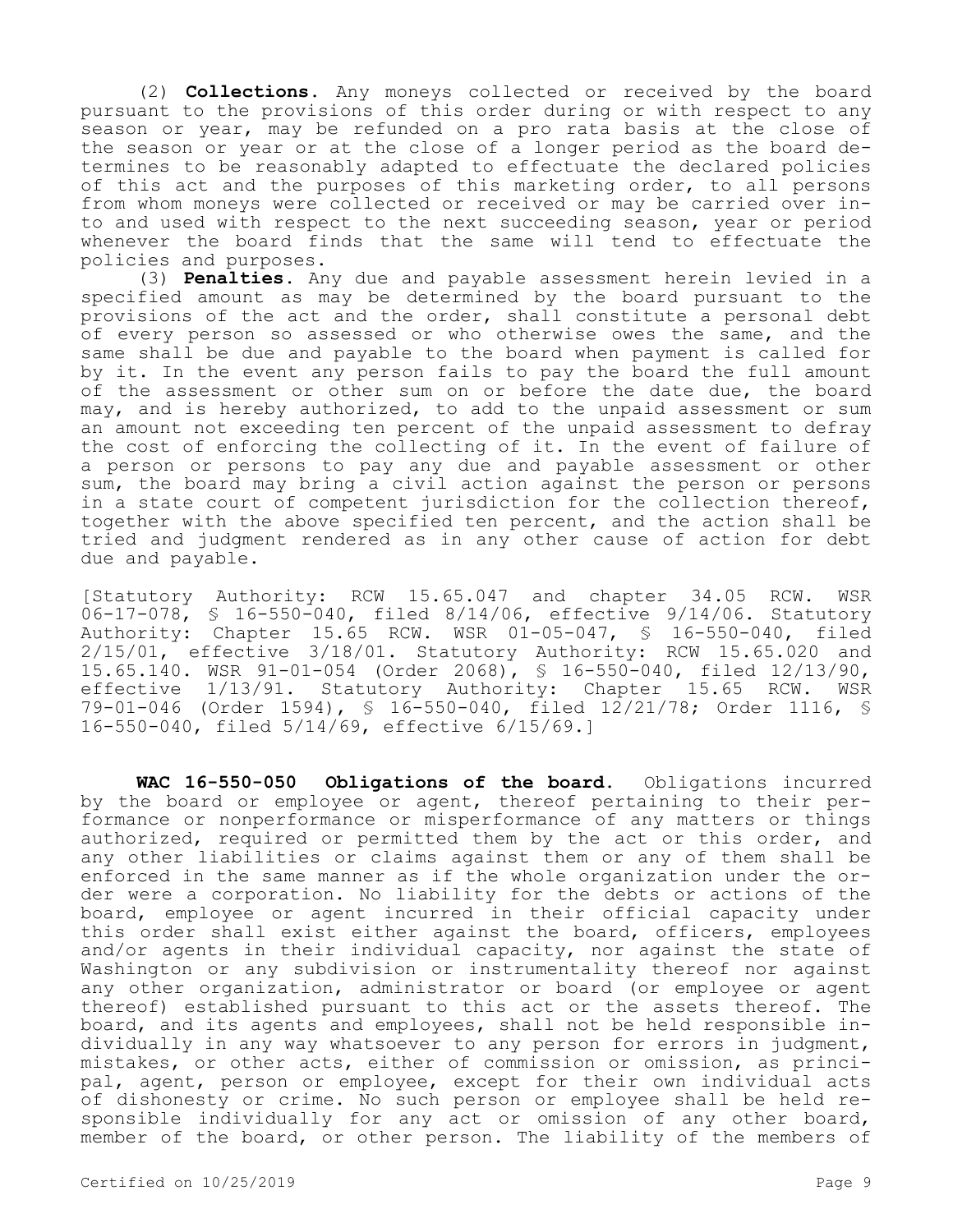(2) **Collections.** Any moneys collected or received by the board pursuant to the provisions of this order during or with respect to any season or year, may be refunded on a pro rata basis at the close of the season or year or at the close of a longer period as the board determines to be reasonably adapted to effectuate the declared policies of this act and the purposes of this marketing order, to all persons from whom moneys were collected or received or may be carried over into and used with respect to the next succeeding season, year or period whenever the board finds that the same will tend to effectuate the policies and purposes.

(3) **Penalties.** Any due and payable assessment herein levied in a specified amount as may be determined by the board pursuant to the provisions of the act and the order, shall constitute a personal debt of every person so assessed or who otherwise owes the same, and the same shall be due and payable to the board when payment is called for by it. In the event any person fails to pay the board the full amount of the assessment or other sum on or before the date due, the board may, and is hereby authorized, to add to the unpaid assessment or sum an amount not exceeding ten percent of the unpaid assessment to defray the cost of enforcing the collecting of it. In the event of failure of a person or persons to pay any due and payable assessment or other sum, the board may bring a civil action against the person or persons in a state court of competent jurisdiction for the collection thereof, together with the above specified ten percent, and the action shall be tried and judgment rendered as in any other cause of action for debt due and payable.

[Statutory Authority: RCW 15.65.047 and chapter 34.05 RCW. WSR 06-17-078, § 16-550-040, filed 8/14/06, effective 9/14/06. Statutory Authority: Chapter 15.65 RCW. WSR 01-05-047, § 16-550-040, filed 2/15/01, effective 3/18/01. Statutory Authority: RCW 15.65.020 and 15.65.140. WSR 91-01-054 (Order 2068), § 16-550-040, filed 12/13/90, effective 1/13/91. Statutory Authority: Chapter 15.65 RCW. WSR 79-01-046 (Order 1594), § 16-550-040, filed 12/21/78; Order 1116, § 16-550-040, filed 5/14/69, effective 6/15/69.]

**WAC 16-550-050 Obligations of the board.** Obligations incurred by the board or employee or agent, thereof pertaining to their performance or nonperformance or misperformance of any matters or things authorized, required or permitted them by the act or this order, and any other liabilities or claims against them or any of them shall be enforced in the same manner as if the whole organization under the order were a corporation. No liability for the debts or actions of the board, employee or agent incurred in their official capacity under this order shall exist either against the board, officers, employees and/or agents in their individual capacity, nor against the state of Washington or any subdivision or instrumentality thereof nor against any other organization, administrator or board (or employee or agent thereof) established pursuant to this act or the assets thereof. The board, and its agents and employees, shall not be held responsible individually in any way whatsoever to any person for errors in judgment, mistakes, or other acts, either of commission or omission, as principal, agent, person or employee, except for their own individual acts of dishonesty or crime. No such person or employee shall be held responsible individually for any act or omission of any other board, member of the board, or other person. The liability of the members of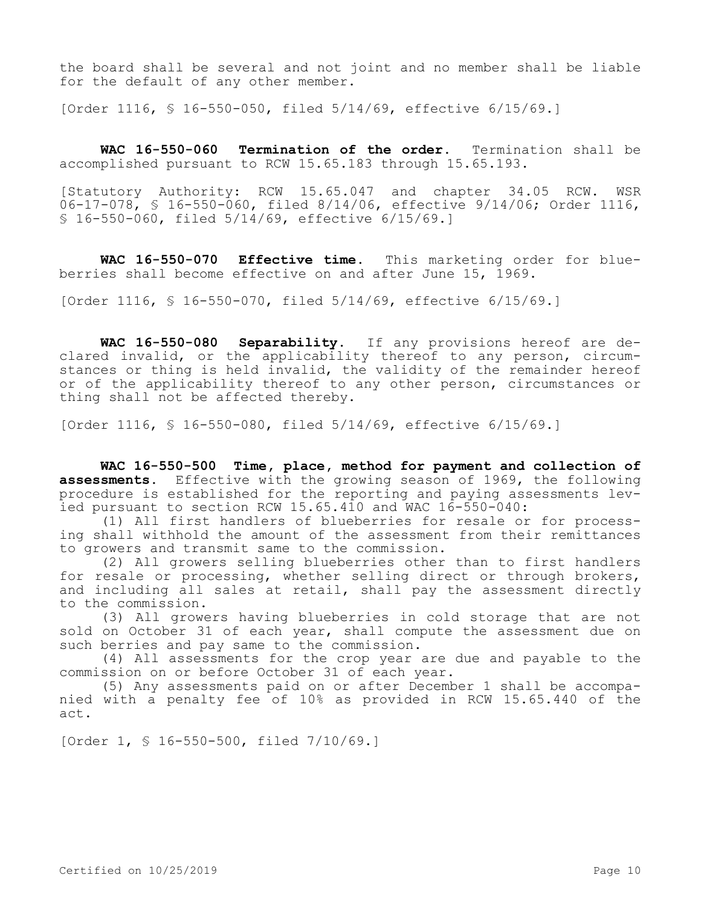the board shall be several and not joint and no member shall be liable for the default of any other member.

[Order 1116, § 16-550-050, filed 5/14/69, effective 6/15/69.]

**WAC 16-550-060 Termination of the order.** Termination shall be accomplished pursuant to RCW 15.65.183 through 15.65.193.

[Statutory Authority: RCW 15.65.047 and chapter 34.05 RCW. WSR 06-17-078, § 16-550-060, filed 8/14/06, effective 9/14/06; Order 1116, § 16-550-060, filed 5/14/69, effective 6/15/69.]

**WAC 16-550-070 Effective time.** This marketing order for blueberries shall become effective on and after June 15, 1969.

[Order 1116, § 16-550-070, filed 5/14/69, effective 6/15/69.]

**WAC 16-550-080 Separability.** If any provisions hereof are declared invalid, or the applicability thereof to any person, circumstances or thing is held invalid, the validity of the remainder hereof or of the applicability thereof to any other person, circumstances or thing shall not be affected thereby.

[Order 1116, § 16-550-080, filed 5/14/69, effective 6/15/69.]

**WAC 16-550-500 Time, place, method for payment and collection of assessments.** Effective with the growing season of 1969, the following procedure is established for the reporting and paying assessments levied pursuant to section RCW 15.65.410 and WAC 16-550-040:

(1) All first handlers of blueberries for resale or for processing shall withhold the amount of the assessment from their remittances to growers and transmit same to the commission.

(2) All growers selling blueberries other than to first handlers for resale or processing, whether selling direct or through brokers, and including all sales at retail, shall pay the assessment directly to the commission.

(3) All growers having blueberries in cold storage that are not sold on October 31 of each year, shall compute the assessment due on such berries and pay same to the commission.

(4) All assessments for the crop year are due and payable to the commission on or before October 31 of each year.

(5) Any assessments paid on or after December 1 shall be accompanied with a penalty fee of 10% as provided in RCW 15.65.440 of the act.

[Order 1, § 16-550-500, filed 7/10/69.]